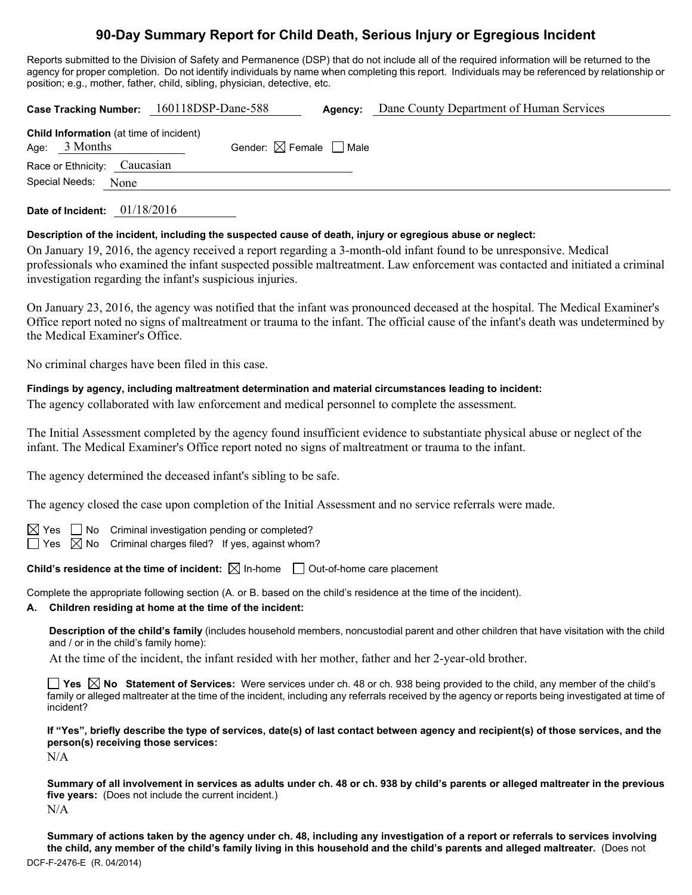# 90-Day Summary Report for Child Death, Serious Injury or Egregious Incident

Reports submitted to the Division of Safety and Permanence (DSP) that do not include all of the required information will be returned to the agency for proper completion. Do not identify individuals by name when completing this report. Individuals may be referenced by relationship or position; e.g., mother, father, child, sibling, physician, detective, etc.

**Case Tracking Number:** 160118DSP-Dane-588 **Agency:** Dane County Department of Human Services

**Child Information** (at time of incident)
Age: 3 Months Gender: ☒ Female ☐ Male
Race or Ethnicity: Caucasian
Special Needs: None

**Date of Incident:** 01/18/2016

**Description of the incident, including the suspected cause of death, injury or egregious abuse or neglect:**

On January 19, 2016, the agency received a report regarding a 3-month-old infant found to be unresponsive. Medical professionals who examined the infant suspected possible maltreatment. Law enforcement was contacted and initiated a criminal investigation regarding the infant's suspicious injuries.

On January 23, 2016, the agency was notified that the infant was pronounced deceased at the hospital. The Medical Examiner's Office report noted no signs of maltreatment or trauma to the infant. The official cause of the infant's death was undetermined by the Medical Examiner's Office.

No criminal charges have been filed in this case.

**Findings by agency, including maltreatment determination and material circumstances leading to incident:**

The agency collaborated with law enforcement and medical personnel to complete the assessment.

The Initial Assessment completed by the agency found insufficient evidence to substantiate physical abuse or neglect of the infant. The Medical Examiner's Office report noted no signs of maltreatment or trauma to the infant.

The agency determined the deceased infant's sibling to be safe.

The agency closed the case upon completion of the Initial Assessment and no service referrals were made.

☒ Yes ☐ No Criminal investigation pending or completed?
☐ Yes ☒ No Criminal charges filed? If yes, against whom?

**Child's residence at the time of incident:** ☒ In-home ☐ Out-of-home care placement

Complete the appropriate following section (A. or B. based on the child's residence at the time of the incident).

**A. Children residing at home at the time of the incident:**

**Description of the child's family** (includes household members, noncustodial parent and other children that have visitation with the child and / or in the child's family home):

At the time of the incident, the infant resided with her mother, father and her 2-year-old brother.

☐ **Yes** ☒ **No Statement of Services:** Were services under ch. 48 or ch. 938 being provided to the child, any member of the child's family or alleged maltreater at the time of the incident, including any referrals received by the agency or reports being investigated at time of incident?

**If "Yes", briefly describe the type of services, date(s) of last contact between agency and recipient(s) of those services, and the person(s) receiving those services:**

N/A

**Summary of all involvement in services as adults under ch. 48 or ch. 938 by child's parents or alleged maltreater in the previous five years:** (Does not include the current incident.)

N/A

**Summary of actions taken by the agency under ch. 48, including any investigation of a report or referrals to services involving the child, any member of the child's family living in this household and the child's parents and alleged maltreater.** (Does not

DCF-F-2476-E (R. 04/2014)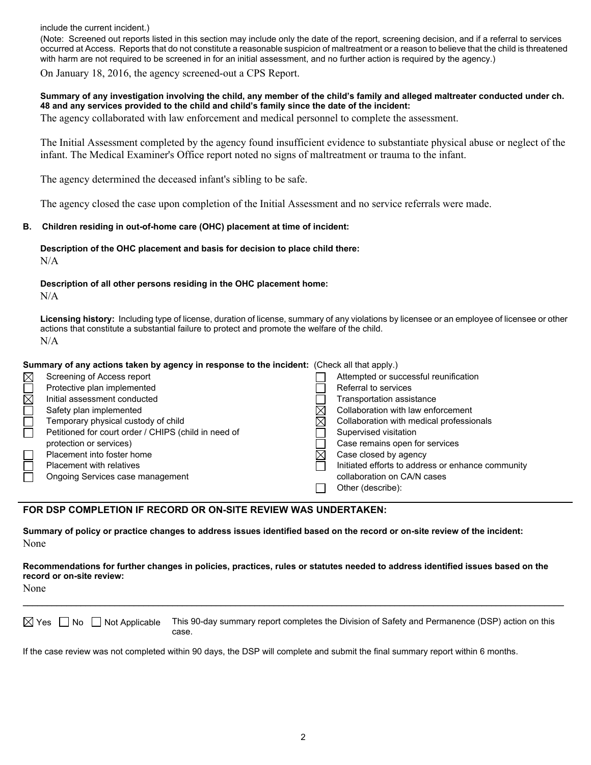include the current incident.)

(Note: Screened out reports listed in this section may include only the date of the report, screening decision, and if a referral to services occurred at Access. Reports that do not constitute a reasonable suspicion of maltreatment or a reason to believe that the child is threatened with harm are not required to be screened in for an initial assessment, and no further action is required by the agency.)

On January 18, 2016, the agency screened-out a CPS Report.

**Summary of any investigation involving the child, any member of the child's family and alleged maltreater conducted under ch. 48 and any services provided to the child and child's family since the date of the incident:**

The agency collaborated with law enforcement and medical personnel to complete the assessment.

The Initial Assessment completed by the agency found insufficient evidence to substantiate physical abuse or neglect of the infant. The Medical Examiner's Office report noted no signs of maltreatment or trauma to the infant.

The agency determined the deceased infant's sibling to be safe.

The agency closed the case upon completion of the Initial Assessment and no service referrals were made.

**B. Children residing in out-of-home care (OHC) placement at time of incident:**

**Description of the OHC placement and basis for decision to place child there:**

N/A

**Description of all other persons residing in the OHC placement home:**

N/A

**Licensing history:** Including type of license, duration of license, summary of any violations by licensee or an employee of licensee or other actions that constitute a substantial failure to protect and promote the welfare of the child.

N/A

**Summary of any actions taken by agency in response to the incident:** (Check all that apply.)

- ☒ Screening of Access report
- ☐ Protective plan implemented
- ☒ Initial assessment conducted
- ☐ Safety plan implemented
- ☐ Temporary physical custody of child
- ☐ Petitioned for court order / CHIPS (child in need of protection or services)
- ☐ Placement into foster home
- ☐ Placement with relatives
- ☐ Ongoing Services case management
- ☐ Attempted or successful reunification
- ☐ Referral to services
- ☐ Transportation assistance
- ☒ Collaboration with law enforcement
- ☒ Collaboration with medical professionals
- ☐ Supervised visitation
- ☐ Case remains open for services
- ☒ Case closed by agency
- ☐ Initiated efforts to address or enhance community collaboration on CA/N cases
- ☐ Other (describe):

## FOR DSP COMPLETION IF RECORD OR ON-SITE REVIEW WAS UNDERTAKEN:

**Summary of policy or practice changes to address issues identified based on the record or on-site review of the incident:**

None

**Recommendations for further changes in policies, practices, rules or statutes needed to address identified issues based on the record or on-site review:**

None

☒ Yes ☐ No ☐ Not Applicable This 90-day summary report completes the Division of Safety and Permanence (DSP) action on this case.

If the case review was not completed within 90 days, the DSP will complete and submit the final summary report within 6 months.